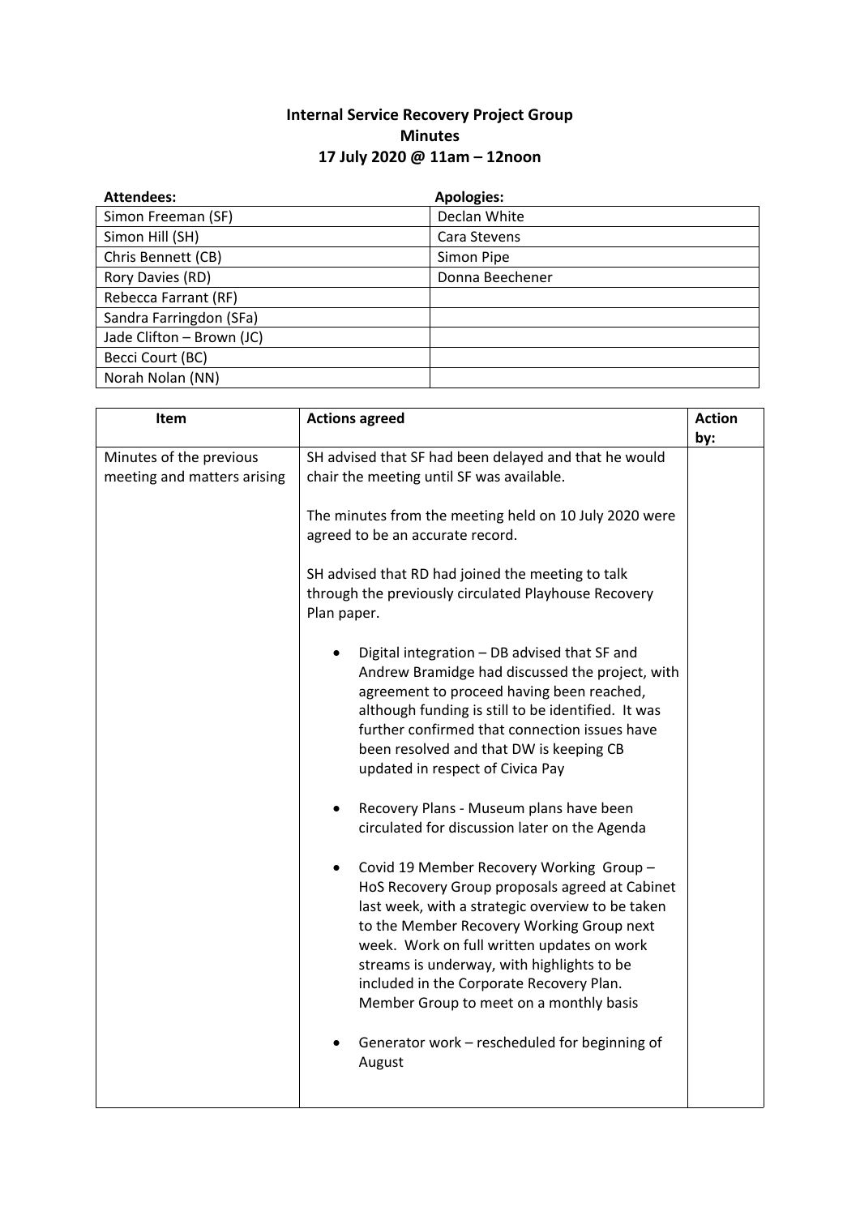**Internal Service Recovery Project Group**
**Minutes**
**17 July 2020 @ 11am – 12noon**

| Attendees: | Apologies: |
| --- | --- |
| Simon Freeman (SF) | Declan White |
| Simon Hill (SH) | Cara Stevens |
| Chris Bennett (CB) | Simon Pipe |
| Rory Davies (RD) | Donna Beechener |
| Rebecca Farrant (RF) | |
| Sandra Farringdon (SFa) | |
| Jade Clifton – Brown (JC) | |
| Becci Court (BC) | |
| Norah Nolan (NN) | |

| Item | Actions agreed | Action by: |
| --- | --- | --- |
| Minutes of the previous meeting and matters arising | SH advised that SF had been delayed and that he would chair the meeting until SF was available.<br><br>The minutes from the meeting held on 10 July 2020 were agreed to be an accurate record.<br><br>SH advised that RD had joined the meeting to talk through the previously circulated Playhouse Recovery Plan paper.<br><br>• Digital integration – DB advised that SF and Andrew Bramidge had discussed the project, with agreement to proceed having been reached, although funding is still to be identified. It was further confirmed that connection issues have been resolved and that DW is keeping CB updated in respect of Civica Pay<br><br>• Recovery Plans - Museum plans have been circulated for discussion later on the Agenda<br><br>• Covid 19 Member Recovery Working Group – HoS Recovery Group proposals agreed at Cabinet last week, with a strategic overview to be taken to the Member Recovery Working Group next week. Work on full written updates on work streams is underway, with highlights to be included in the Corporate Recovery Plan. Member Group to meet on a monthly basis<br><br>• Generator work – rescheduled for beginning of August | |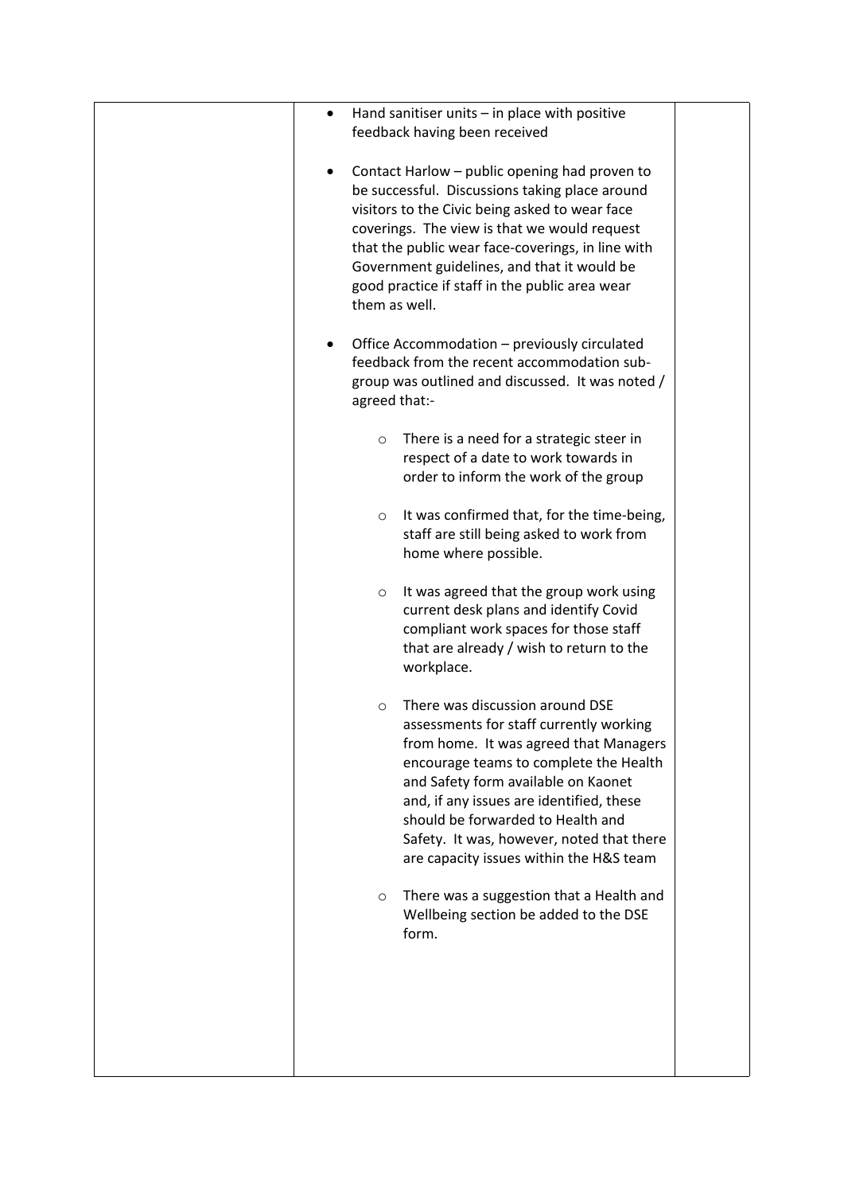| | | |
|---|---|---|
| | • Hand sanitiser units – in place with positive feedback having been received<br><br>• Contact Harlow – public opening had proven to be successful. Discussions taking place around visitors to the Civic being asked to wear face coverings. The view is that we would request that the public wear face-coverings, in line with Government guidelines, and that it would be good practice if staff in the public area wear them as well.<br><br>• Office Accommodation – previously circulated feedback from the recent accommodation sub-group was outlined and discussed. It was noted / agreed that:-<br><br>  ○ There is a need for a strategic steer in respect of a date to work towards in order to inform the work of the group<br><br>  ○ It was confirmed that, for the time-being, staff are still being asked to work from home where possible.<br><br>  ○ It was agreed that the group work using current desk plans and identify Covid compliant work spaces for those staff that are already / wish to return to the workplace.<br><br>  ○ There was discussion around DSE assessments for staff currently working from home. It was agreed that Managers encourage teams to complete the Health and Safety form available on Kaonet and, if any issues are identified, these should be forwarded to Health and Safety. It was, however, noted that there are capacity issues within the H&S team<br><br>  ○ There was a suggestion that a Health and Wellbeing section be added to the DSE form. | |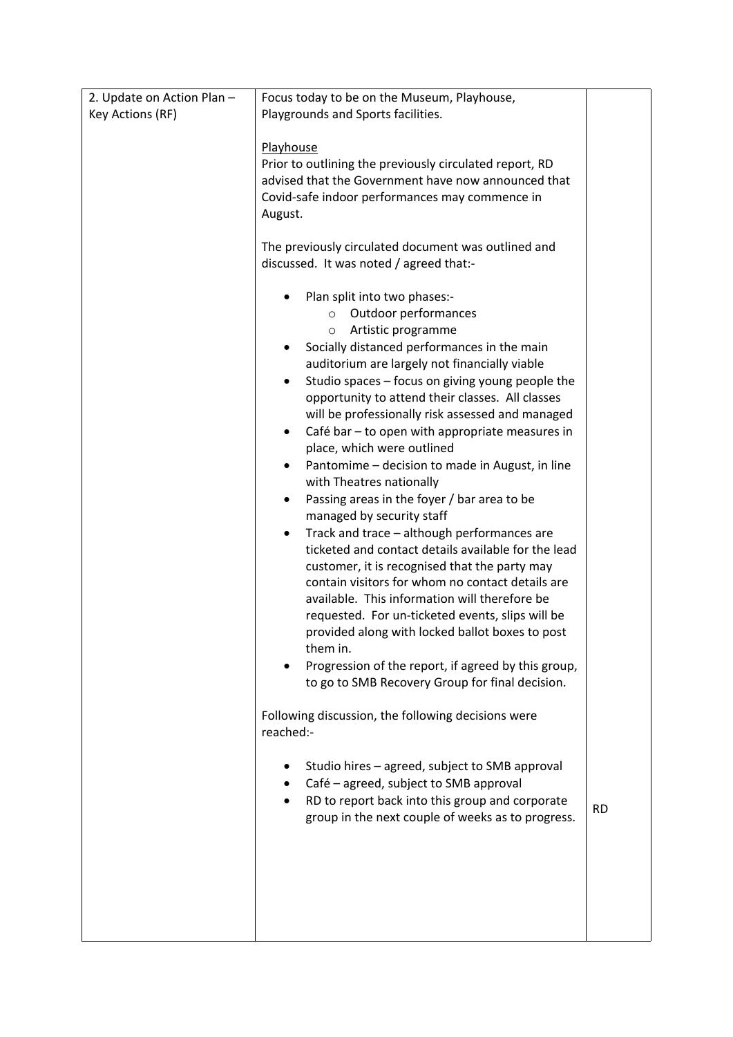| | | |
|---|---|---|
| 2. Update on Action Plan – Key Actions (RF) | Focus today to be on the Museum, Playhouse, Playgrounds and Sports facilities.<br><br><u>Playhouse</u><br>Prior to outlining the previously circulated report, RD advised that the Government have now announced that Covid-safe indoor performances may commence in August.<br><br>The previously circulated document was outlined and discussed. It was noted / agreed that:-<br><br>• Plan split into two phases:-<br>&nbsp;&nbsp;&nbsp;&nbsp;○ Outdoor performances<br>&nbsp;&nbsp;&nbsp;&nbsp;○ Artistic programme<br>• Socially distanced performances in the main auditorium are largely not financially viable<br>• Studio spaces – focus on giving young people the opportunity to attend their classes. All classes will be professionally risk assessed and managed<br>• Café bar – to open with appropriate measures in place, which were outlined<br>• Pantomime – decision to made in August, in line with Theatres nationally<br>• Passing areas in the foyer / bar area to be managed by security staff<br>• Track and trace – although performances are ticketed and contact details available for the lead customer, it is recognised that the party may contain visitors for whom no contact details are available. This information will therefore be requested. For un-ticketed events, slips will be provided along with locked ballot boxes to post them in.<br>• Progression of the report, if agreed by this group, to go to SMB Recovery Group for final decision.<br><br>Following discussion, the following decisions were reached:-<br><br>• Studio hires – agreed, subject to SMB approval<br>• Café – agreed, subject to SMB approval<br>• RD to report back into this group and corporate group in the next couple of weeks as to progress. | RD |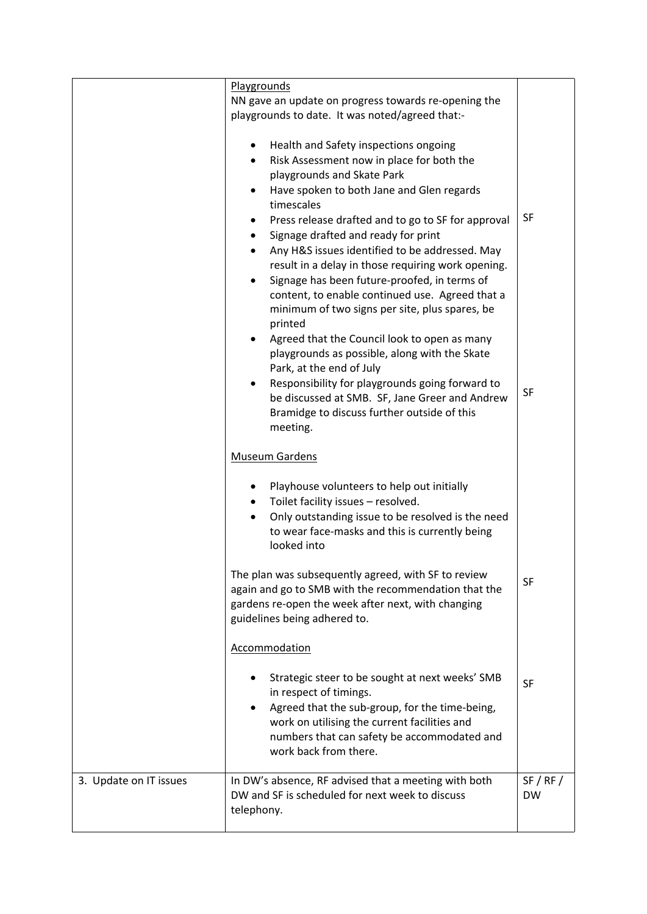| | | |
|---|---|---|
| | <u>Playgrounds</u><br>NN gave an update on progress towards re-opening the playgrounds to date. It was noted/agreed that:-<br><br>• Health and Safety inspections ongoing<br>• Risk Assessment now in place for both the playgrounds and Skate Park<br>• Have spoken to both Jane and Glen regards timescales<br>• Press release drafted and to go to SF for approval<br>• Signage drafted and ready for print<br>• Any H&S issues identified to be addressed. May result in a delay in those requiring work opening.<br>• Signage has been future-proofed, in terms of content, to enable continued use. Agreed that a minimum of two signs per site, plus spares, be printed<br>• Agreed that the Council look to open as many playgrounds as possible, along with the Skate Park, at the end of July<br>• Responsibility for playgrounds going forward to be discussed at SMB. SF, Jane Greer and Andrew Bramidge to discuss further outside of this meeting. | SF<br><br><br><br><br><br>SF |
| | <u>Museum Gardens</u><br><br>• Playhouse volunteers to help out initially<br>• Toilet facility issues – resolved.<br>• Only outstanding issue to be resolved is the need to wear face-masks and this is currently being looked into<br><br>The plan was subsequently agreed, with SF to review again and go to SMB with the recommendation that the gardens re-open the week after next, with changing guidelines being adhered to. | SF |
| | <u>Accommodation</u><br><br>• Strategic steer to be sought at next weeks' SMB in respect of timings.<br>• Agreed that the sub-group, for the time-being, work on utilising the current facilities and numbers that can safety be accommodated and work back from there. | SF |
| 3. Update on IT issues | In DW's absence, RF advised that a meeting with both DW and SF is scheduled for next week to discuss telephony. | SF / RF / DW |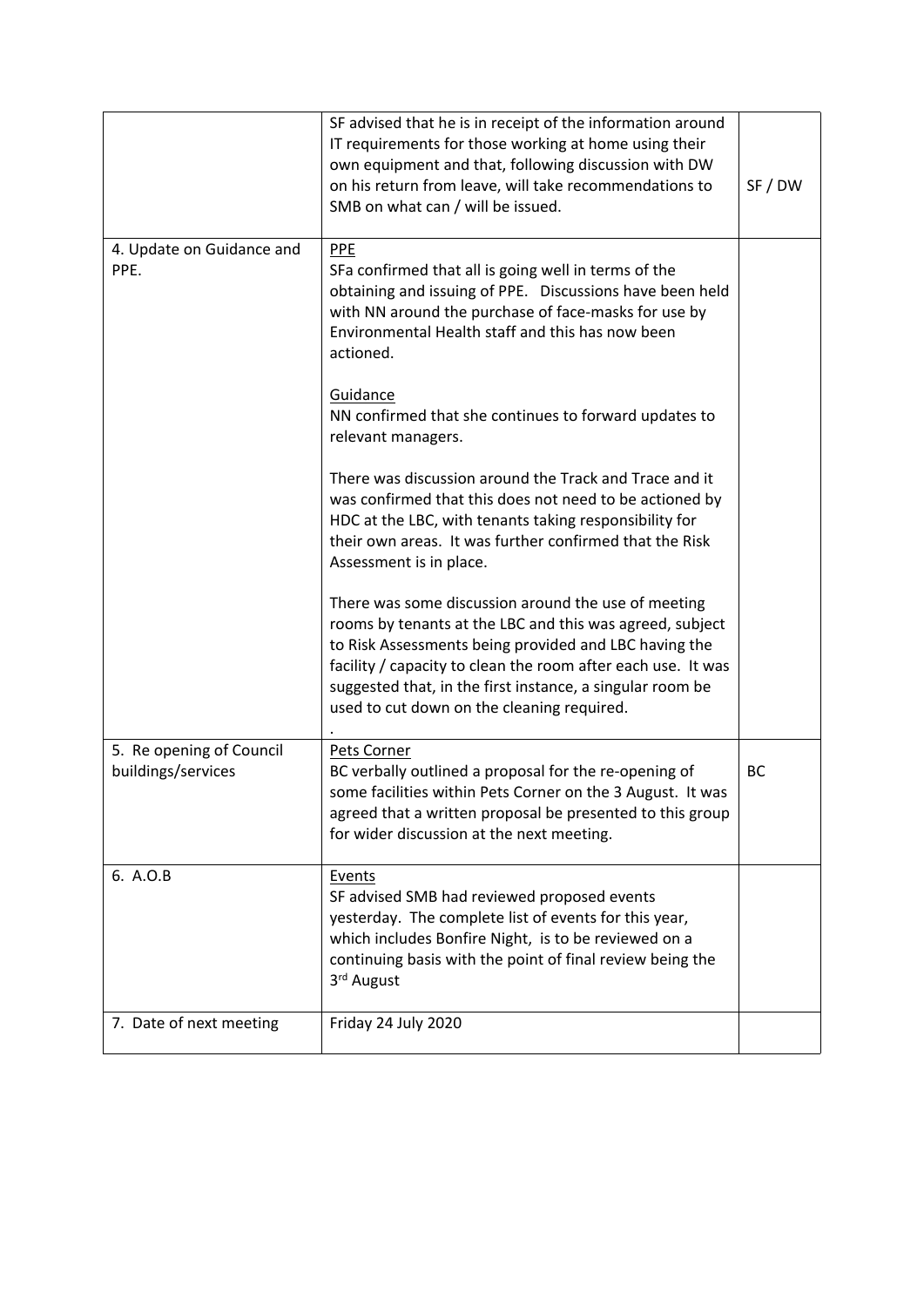| | | |
|---|---|---|
| | SF advised that he is in receipt of the information around IT requirements for those working at home using their own equipment and that, following discussion with DW on his return from leave, will take recommendations to SMB on what can / will be issued. | SF / DW |
| 4. Update on Guidance and PPE. | <u>PPE</u><br>SFa confirmed that all is going well in terms of the obtaining and issuing of PPE. Discussions have been held with NN around the purchase of face-masks for use by Environmental Health staff and this has now been actioned.<br><br><u>Guidance</u><br>NN confirmed that she continues to forward updates to relevant managers.<br><br>There was discussion around the Track and Trace and it was confirmed that this does not need to be actioned by HDC at the LBC, with tenants taking responsibility for their own areas. It was further confirmed that the Risk Assessment is in place.<br><br>There was some discussion around the use of meeting rooms by tenants at the LBC and this was agreed, subject to Risk Assessments being provided and LBC having the facility / capacity to clean the room after each use. It was suggested that, in the first instance, a singular room be used to cut down on the cleaning required.<br>. | |
| 5. Re opening of Council buildings/services | <u>Pets Corner</u><br>BC verbally outlined a proposal for the re-opening of some facilities within Pets Corner on the 3 August. It was agreed that a written proposal be presented to this group for wider discussion at the next meeting. | BC |
| 6. A.O.B | <u>Events</u><br>SF advised SMB had reviewed proposed events yesterday. The complete list of events for this year, which includes Bonfire Night, is to be reviewed on a continuing basis with the point of final review being the 3rd August | |
| 7. Date of next meeting | Friday 24 July 2020 | |